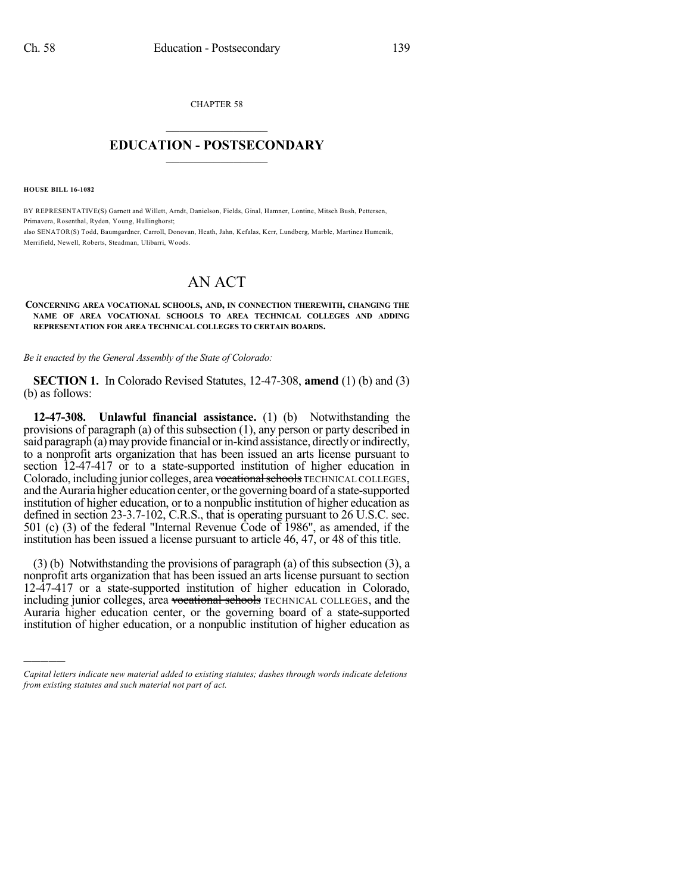CHAPTER 58

# EDUCATION - POSTSECONDARY

**HOUSE BILL 16-1082**

BY REPRESENTATIVE(S) Garnett and Willett, Arndt, Danielson, Fields, Ginal, Hamner, Lontine, Mitsch Bush, Pettersen, Primavera, Rosenthal, Ryden, Young, Hullinghorst;
also SENATOR(S) Todd, Baumgardner, Carroll, Donovan, Heath, Jahn, Kefalas, Kerr, Lundberg, Marble, Martinez Humenik, Merrifield, Newell, Roberts, Steadman, Ulibarri, Woods.

# AN ACT

**CONCERNING AREA VOCATIONAL SCHOOLS, AND, IN CONNECTION THEREWITH, CHANGING THE NAME OF AREA VOCATIONAL SCHOOLS TO AREA TECHNICAL COLLEGES AND ADDING REPRESENTATION FOR AREA TECHNICAL COLLEGES TO CERTAIN BOARDS.**

*Be it enacted by the General Assembly of the State of Colorado:*

**SECTION 1.** In Colorado Revised Statutes, 12-47-308, **amend** (1) (b) and (3) (b) as follows:

**12-47-308. Unlawful financial assistance.** (1) (b) Notwithstanding the provisions of paragraph (a) of this subsection (1), any person or party described in said paragraph (a) may provide financial or in-kind assistance, directly or indirectly, to a nonprofit arts organization that has been issued an arts license pursuant to section 12-47-417 or to a state-supported institution of higher education in Colorado, including junior colleges, area ~~vocational schools~~ TECHNICAL COLLEGES, and the Auraria higher education center, or the governing board of a state-supported institution of higher education, or to a nonpublic institution of higher education as defined in section 23-3.7-102, C.R.S., that is operating pursuant to 26 U.S.C. sec. 501 (c) (3) of the federal "Internal Revenue Code of 1986", as amended, if the institution has been issued a license pursuant to article 46, 47, or 48 of this title.

(3) (b) Notwithstanding the provisions of paragraph (a) of this subsection (3), a nonprofit arts organization that has been issued an arts license pursuant to section 12-47-417 or a state-supported institution of higher education in Colorado, including junior colleges, area ~~vocational schools~~ TECHNICAL COLLEGES, and the Auraria higher education center, or the governing board of a state-supported institution of higher education, or a nonpublic institution of higher education as

---

*Capital letters indicate new material added to existing statutes; dashes through words indicate deletions from existing statutes and such material not part of act.*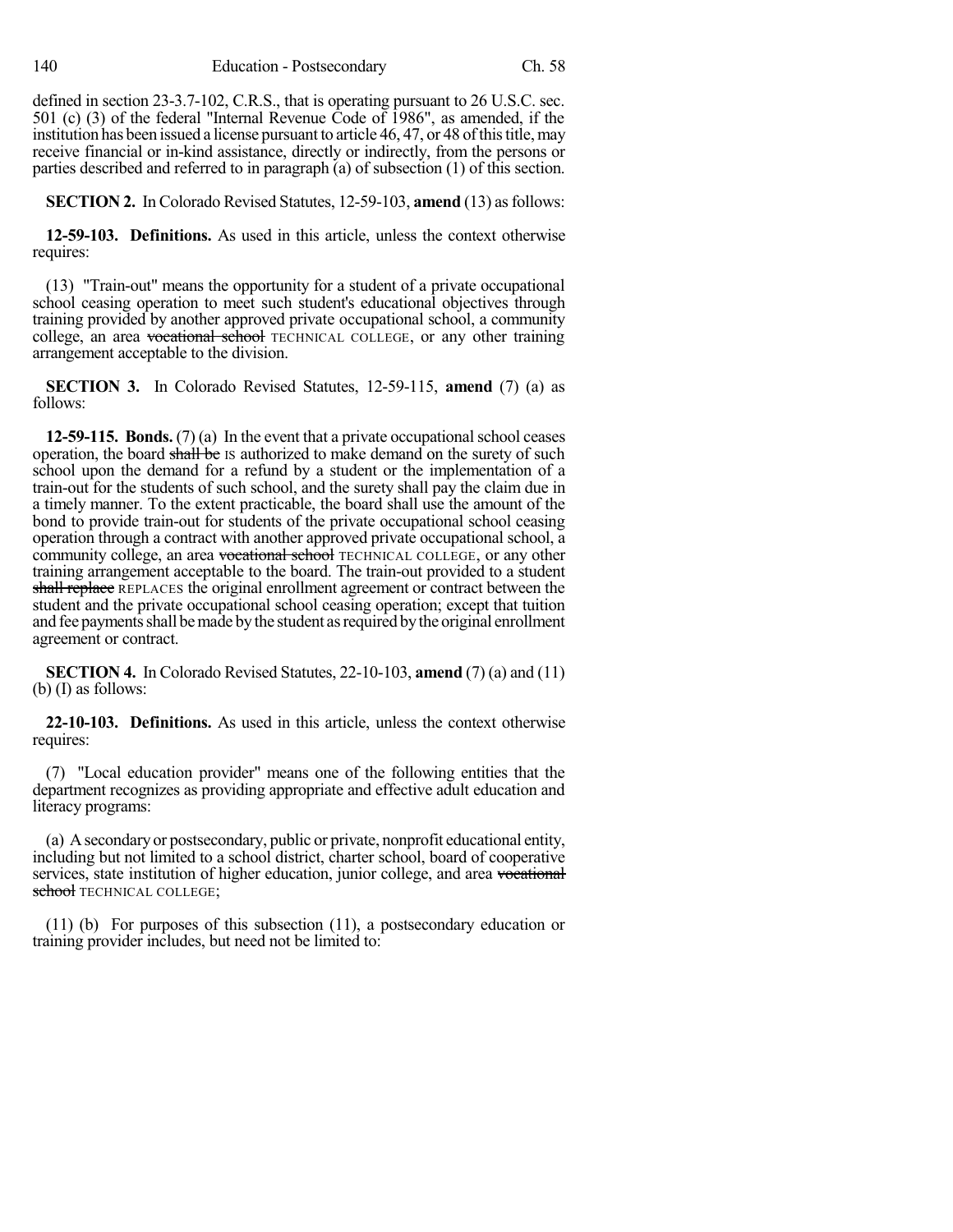defined in section 23-3.7-102, C.R.S., that is operating pursuant to 26 U.S.C. sec. 501 (c) (3) of the federal "Internal Revenue Code of 1986", as amended, if the institution has been issued a license pursuant to article 46, 47, or 48 of this title, may receive financial or in-kind assistance, directly or indirectly, from the persons or parties described and referred to in paragraph (a) of subsection (1) of this section.

**SECTION 2.** In Colorado Revised Statutes, 12-59-103, **amend** (13) as follows:

**12-59-103. Definitions.** As used in this article, unless the context otherwise requires:

(13) "Train-out" means the opportunity for a student of a private occupational school ceasing operation to meet such student's educational objectives through training provided by another approved private occupational school, a community college, an area ~~vocational school~~ TECHNICAL COLLEGE, or any other training arrangement acceptable to the division.

**SECTION 3.** In Colorado Revised Statutes, 12-59-115, **amend** (7) (a) as follows:

**12-59-115. Bonds.** (7) (a) In the event that a private occupational school ceases operation, the board ~~shall be~~ IS authorized to make demand on the surety of such school upon the demand for a refund by a student or the implementation of a train-out for the students of such school, and the surety shall pay the claim due in a timely manner. To the extent practicable, the board shall use the amount of the bond to provide train-out for students of the private occupational school ceasing operation through a contract with another approved private occupational school, a community college, an area ~~vocational school~~ TECHNICAL COLLEGE, or any other training arrangement acceptable to the board. The train-out provided to a student ~~shall replace~~ REPLACES the original enrollment agreement or contract between the student and the private occupational school ceasing operation; except that tuition and fee payments shall be made by the student as required by the original enrollment agreement or contract.

**SECTION 4.** In Colorado Revised Statutes, 22-10-103, **amend** (7) (a) and (11) (b) (I) as follows:

**22-10-103. Definitions.** As used in this article, unless the context otherwise requires:

(7) "Local education provider" means one of the following entities that the department recognizes as providing appropriate and effective adult education and literacy programs:

(a) A secondary or postsecondary, public or private, nonprofit educational entity, including but not limited to a school district, charter school, board of cooperative services, state institution of higher education, junior college, and area ~~vocational school~~ TECHNICAL COLLEGE;

(11) (b) For purposes of this subsection (11), a postsecondary education or training provider includes, but need not be limited to: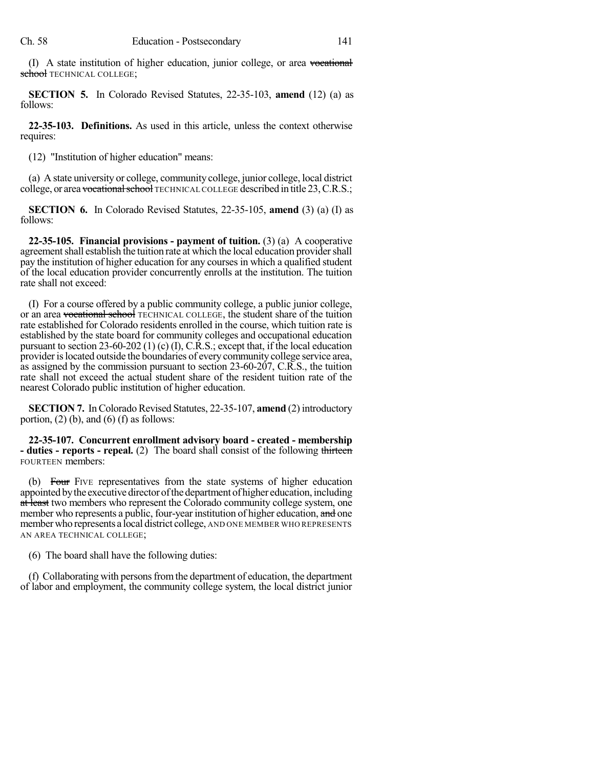(I) A state institution of higher education, junior college, or area ~~vocational school~~ TECHNICAL COLLEGE;

**SECTION 5.** In Colorado Revised Statutes, 22-35-103, **amend** (12) (a) as follows:

**22-35-103. Definitions.** As used in this article, unless the context otherwise requires:

(12) "Institution of higher education" means:

(a) A state university or college, community college, junior college, local district college, or area ~~vocational school~~ TECHNICAL COLLEGE described in title 23, C.R.S.;

**SECTION 6.** In Colorado Revised Statutes, 22-35-105, **amend** (3) (a) (I) as follows:

**22-35-105. Financial provisions - payment of tuition.** (3) (a) A cooperative agreement shall establish the tuition rate at which the local education provider shall pay the institution of higher education for any courses in which a qualified student of the local education provider concurrently enrolls at the institution. The tuition rate shall not exceed:

(I) For a course offered by a public community college, a public junior college, or an area ~~vocational school~~ TECHNICAL COLLEGE, the student share of the tuition rate established for Colorado residents enrolled in the course, which tuition rate is established by the state board for community colleges and occupational education pursuant to section 23-60-202 (1) (c) (I), C.R.S.; except that, if the local education provider is located outside the boundaries of every community college service area, as assigned by the commission pursuant to section 23-60-207, C.R.S., the tuition rate shall not exceed the actual student share of the resident tuition rate of the nearest Colorado public institution of higher education.

**SECTION 7.** In Colorado Revised Statutes, 22-35-107, **amend** (2) introductory portion, (2) (b), and (6) (f) as follows:

**22-35-107. Concurrent enrollment advisory board - created - membership - duties - reports - repeal.** (2) The board shall consist of the following ~~thirteen~~ FOURTEEN members:

(b) ~~Four~~ FIVE representatives from the state systems of higher education appointed by the executive director of the department of higher education, including ~~at least~~ two members who represent the Colorado community college system, one member who represents a public, four-year institution of higher education, ~~and~~ one member who represents a local district college, AND ONE MEMBER WHO REPRESENTS AN AREA TECHNICAL COLLEGE;

(6) The board shall have the following duties:

(f) Collaborating with persons from the department of education, the department of labor and employment, the community college system, the local district junior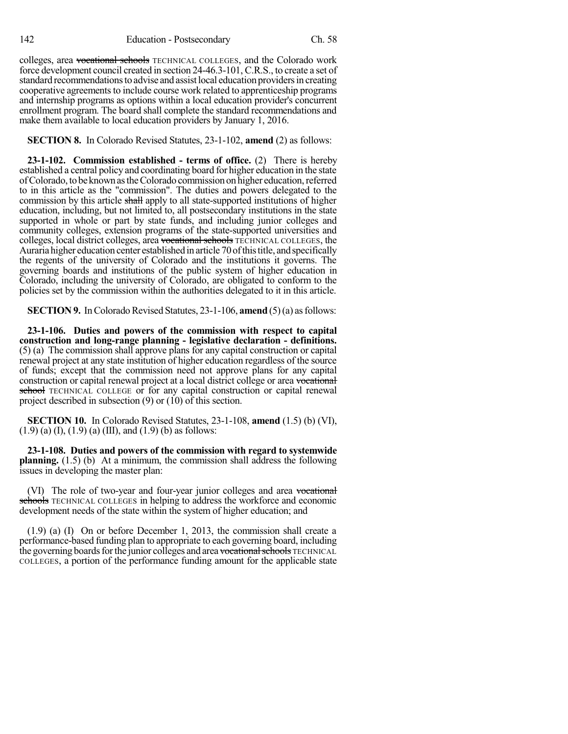colleges, area ~~vocational schools~~ TECHNICAL COLLEGES, and the Colorado work force development council created in section 24-46.3-101, C.R.S., to create a set of standard recommendations to advise and assist local education providers in creating cooperative agreements to include course work related to apprenticeship programs and internship programs as options within a local education provider's concurrent enrollment program. The board shall complete the standard recommendations and make them available to local education providers by January 1, 2016.

**SECTION 8.** In Colorado Revised Statutes, 23-1-102, **amend** (2) as follows:

**23-1-102. Commission established - terms of office.** (2) There is hereby established a central policy and coordinating board for higher education in the state of Colorado, to be known as the Colorado commission on higher education, referred to in this article as the "commission". The duties and powers delegated to the commission by this article ~~shall~~ apply to all state-supported institutions of higher education, including, but not limited to, all postsecondary institutions in the state supported in whole or part by state funds, and including junior colleges and community colleges, extension programs of the state-supported universities and colleges, local district colleges, area ~~vocational schools~~ TECHNICAL COLLEGES, the Auraria higher education center established in article 70 of this title, and specifically the regents of the university of Colorado and the institutions it governs. The governing boards and institutions of the public system of higher education in Colorado, including the university of Colorado, are obligated to conform to the policies set by the commission within the authorities delegated to it in this article.

**SECTION 9.** In Colorado Revised Statutes, 23-1-106, **amend** (5) (a) as follows:

**23-1-106. Duties and powers of the commission with respect to capital construction and long-range planning - legislative declaration - definitions.** (5) (a) The commission shall approve plans for any capital construction or capital renewal project at any state institution of higher education regardless of the source of funds; except that the commission need not approve plans for any capital construction or capital renewal project at a local district college or area ~~vocational school~~ TECHNICAL COLLEGE or for any capital construction or capital renewal project described in subsection (9) or (10) of this section.

**SECTION 10.** In Colorado Revised Statutes, 23-1-108, **amend** (1.5) (b) (VI), (1.9) (a) (I), (1.9) (a) (III), and (1.9) (b) as follows:

**23-1-108. Duties and powers of the commission with regard to systemwide planning.** (1.5) (b) At a minimum, the commission shall address the following issues in developing the master plan:

(VI) The role of two-year and four-year junior colleges and area ~~vocational schools~~ TECHNICAL COLLEGES in helping to address the workforce and economic development needs of the state within the system of higher education; and

(1.9) (a) (I) On or before December 1, 2013, the commission shall create a performance-based funding plan to appropriate to each governing board, including the governing boards for the junior colleges and area ~~vocational schools~~ TECHNICAL COLLEGES, a portion of the performance funding amount for the applicable state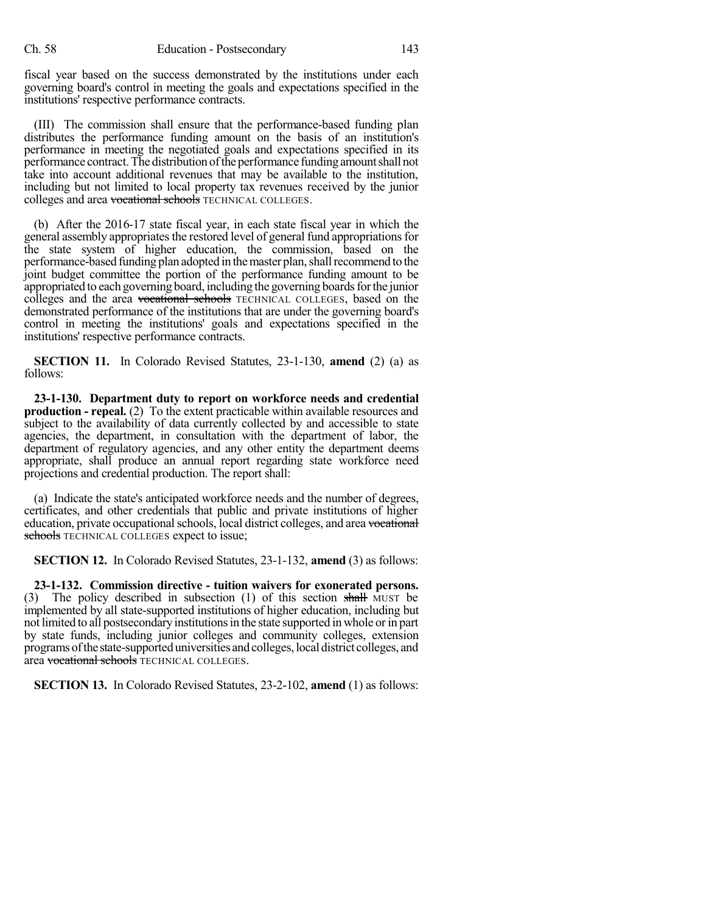fiscal year based on the success demonstrated by the institutions under each governing board's control in meeting the goals and expectations specified in the institutions' respective performance contracts.

(III) The commission shall ensure that the performance-based funding plan distributes the performance funding amount on the basis of an institution's performance in meeting the negotiated goals and expectations specified in its performance contract. The distribution of the performance funding amount shall not take into account additional revenues that may be available to the institution, including but not limited to local property tax revenues received by the junior colleges and area ~~vocational schools~~ TECHNICAL COLLEGES.

(b) After the 2016-17 state fiscal year, in each state fiscal year in which the general assembly appropriates the restored level of general fund appropriations for the state system of higher education, the commission, based on the performance-based funding plan adopted in the master plan, shall recommend to the joint budget committee the portion of the performance funding amount to be appropriated to each governing board, including the governing boards for the junior colleges and the area ~~vocational schools~~ TECHNICAL COLLEGES, based on the demonstrated performance of the institutions that are under the governing board's control in meeting the institutions' goals and expectations specified in the institutions' respective performance contracts.

**SECTION 11.** In Colorado Revised Statutes, 23-1-130, **amend** (2) (a) as follows:

**23-1-130. Department duty to report on workforce needs and credential production - repeal.** (2) To the extent practicable within available resources and subject to the availability of data currently collected by and accessible to state agencies, the department, in consultation with the department of labor, the department of regulatory agencies, and any other entity the department deems appropriate, shall produce an annual report regarding state workforce need projections and credential production. The report shall:

(a) Indicate the state's anticipated workforce needs and the number of degrees, certificates, and other credentials that public and private institutions of higher education, private occupational schools, local district colleges, and area ~~vocational schools~~ TECHNICAL COLLEGES expect to issue;

**SECTION 12.** In Colorado Revised Statutes, 23-1-132, **amend** (3) as follows:

**23-1-132. Commission directive - tuition waivers for exonerated persons.** (3) The policy described in subsection (1) of this section ~~shall~~ MUST be implemented by all state-supported institutions of higher education, including but not limited to all postsecondary institutions in the state supported in whole or in part by state funds, including junior colleges and community colleges, extension programs of the state-supported universities and colleges, local district colleges, and area ~~vocational schools~~ TECHNICAL COLLEGES.

**SECTION 13.** In Colorado Revised Statutes, 23-2-102, **amend** (1) as follows: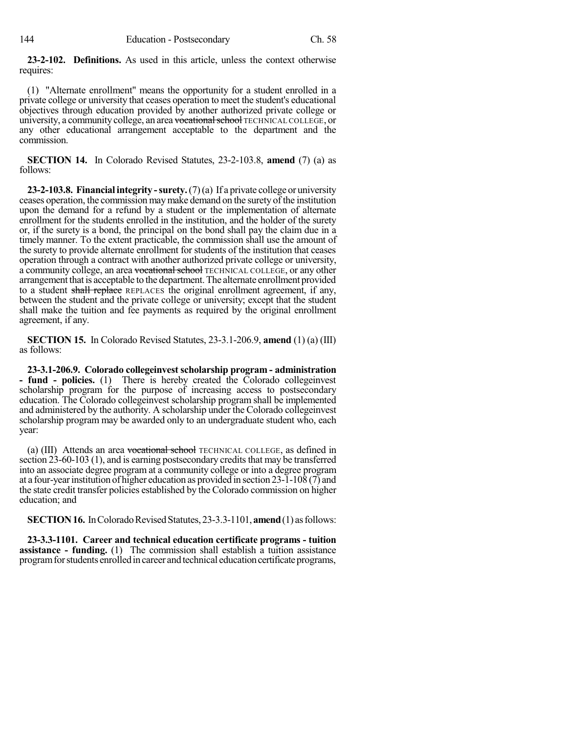**23-2-102. Definitions.** As used in this article, unless the context otherwise requires:

(1) "Alternate enrollment" means the opportunity for a student enrolled in a private college or university that ceases operation to meet the student's educational objectives through education provided by another authorized private college or university, a community college, an area ~~vocational school~~ TECHNICAL COLLEGE, or any other educational arrangement acceptable to the department and the commission.

**SECTION 14.** In Colorado Revised Statutes, 23-2-103.8, **amend** (7) (a) as follows:

**23-2-103.8. Financial integrity - surety.** (7) (a) If a private college or university ceases operation, the commission may make demand on the surety of the institution upon the demand for a refund by a student or the implementation of alternate enrollment for the students enrolled in the institution, and the holder of the surety or, if the surety is a bond, the principal on the bond shall pay the claim due in a timely manner. To the extent practicable, the commission shall use the amount of the surety to provide alternate enrollment for students of the institution that ceases operation through a contract with another authorized private college or university, a community college, an area ~~vocational school~~ TECHNICAL COLLEGE, or any other arrangement that is acceptable to the department. The alternate enrollment provided to a student ~~shall replace~~ REPLACES the original enrollment agreement, if any, between the student and the private college or university; except that the student shall make the tuition and fee payments as required by the original enrollment agreement, if any.

**SECTION 15.** In Colorado Revised Statutes, 23-3.1-206.9, **amend** (1) (a) (III) as follows:

**23-3.1-206.9. Colorado collegeinvest scholarship program - administration - fund - policies.** (1) There is hereby created the Colorado collegeinvest scholarship program for the purpose of increasing access to postsecondary education. The Colorado collegeinvest scholarship program shall be implemented and administered by the authority. A scholarship under the Colorado collegeinvest scholarship program may be awarded only to an undergraduate student who, each year:

(a) (III) Attends an area ~~vocational school~~ TECHNICAL COLLEGE, as defined in section 23-60-103 (1), and is earning postsecondary credits that may be transferred into an associate degree program at a community college or into a degree program at a four-year institution of higher education as provided in section 23-1-108 (7) and the state credit transfer policies established by the Colorado commission on higher education; and

**SECTION 16.** In Colorado Revised Statutes, 23-3.3-1101, **amend** (1) as follows:

**23-3.3-1101. Career and technical education certificate programs - tuition assistance - funding.** (1) The commission shall establish a tuition assistance program for students enrolled in career and technical education certificate programs,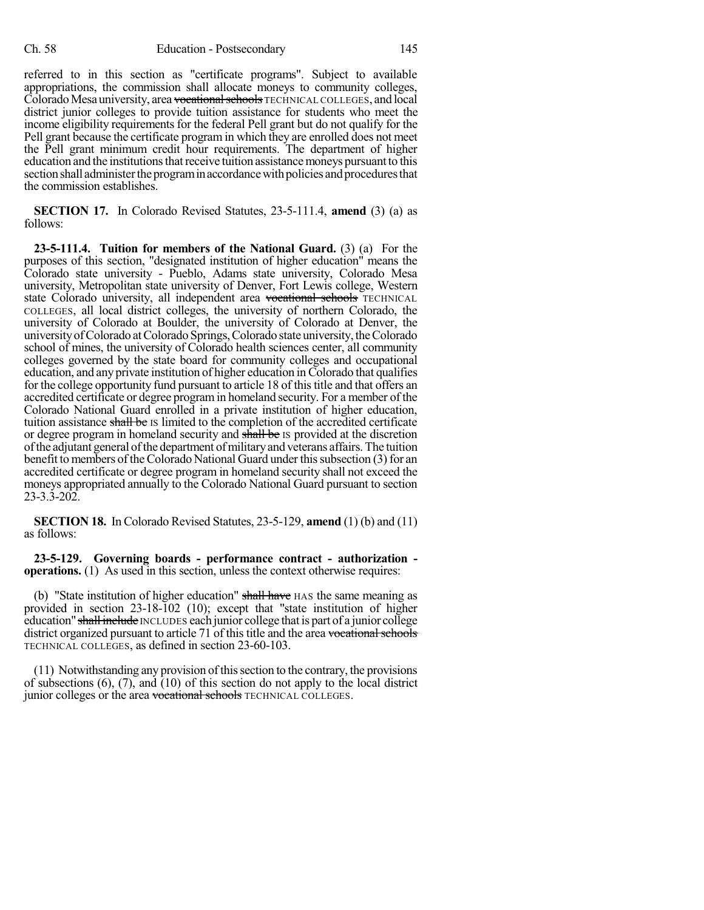referred to in this section as "certificate programs". Subject to available appropriations, the commission shall allocate moneys to community colleges, Colorado Mesa university, area ~~vocational schools~~ TECHNICAL COLLEGES, and local district junior colleges to provide tuition assistance for students who meet the income eligibility requirements for the federal Pell grant but do not qualify for the Pell grant because the certificate program in which they are enrolled does not meet the Pell grant minimum credit hour requirements. The department of higher education and the institutions that receive tuition assistance moneys pursuant to this section shall administer the program in accordance with policies and procedures that the commission establishes.

**SECTION 17.** In Colorado Revised Statutes, 23-5-111.4, **amend** (3) (a) as follows:

**23-5-111.4. Tuition for members of the National Guard.** (3) (a) For the purposes of this section, "designated institution of higher education" means the Colorado state university - Pueblo, Adams state university, Colorado Mesa university, Metropolitan state university of Denver, Fort Lewis college, Western state Colorado university, all independent area ~~vocational schools~~ TECHNICAL COLLEGES, all local district colleges, the university of northern Colorado, the university of Colorado at Boulder, the university of Colorado at Denver, the university of Colorado at Colorado Springs, Colorado state university, the Colorado school of mines, the university of Colorado health sciences center, all community colleges governed by the state board for community colleges and occupational education, and any private institution of higher education in Colorado that qualifies for the college opportunity fund pursuant to article 18 of this title and that offers an accredited certificate or degree program in homeland security. For a member of the Colorado National Guard enrolled in a private institution of higher education, tuition assistance ~~shall be~~ IS limited to the completion of the accredited certificate or degree program in homeland security and ~~shall be~~ IS provided at the discretion of the adjutant general of the department of military and veterans affairs. The tuition benefit to members of the Colorado National Guard under this subsection (3) for an accredited certificate or degree program in homeland security shall not exceed the moneys appropriated annually to the Colorado National Guard pursuant to section 23-3.3-202.

**SECTION 18.** In Colorado Revised Statutes, 23-5-129, **amend** (1) (b) and (11) as follows:

**23-5-129. Governing boards - performance contract - authorization - operations.** (1) As used in this section, unless the context otherwise requires:

(b) "State institution of higher education" ~~shall have~~ HAS the same meaning as provided in section 23-18-102 (10); except that "state institution of higher education" ~~shall include~~ INCLUDES each junior college that is part of a junior college district organized pursuant to article 71 of this title and the area ~~vocational schools~~ TECHNICAL COLLEGES, as defined in section 23-60-103.

(11) Notwithstanding any provision of this section to the contrary, the provisions of subsections (6), (7), and (10) of this section do not apply to the local district junior colleges or the area ~~vocational schools~~ TECHNICAL COLLEGES.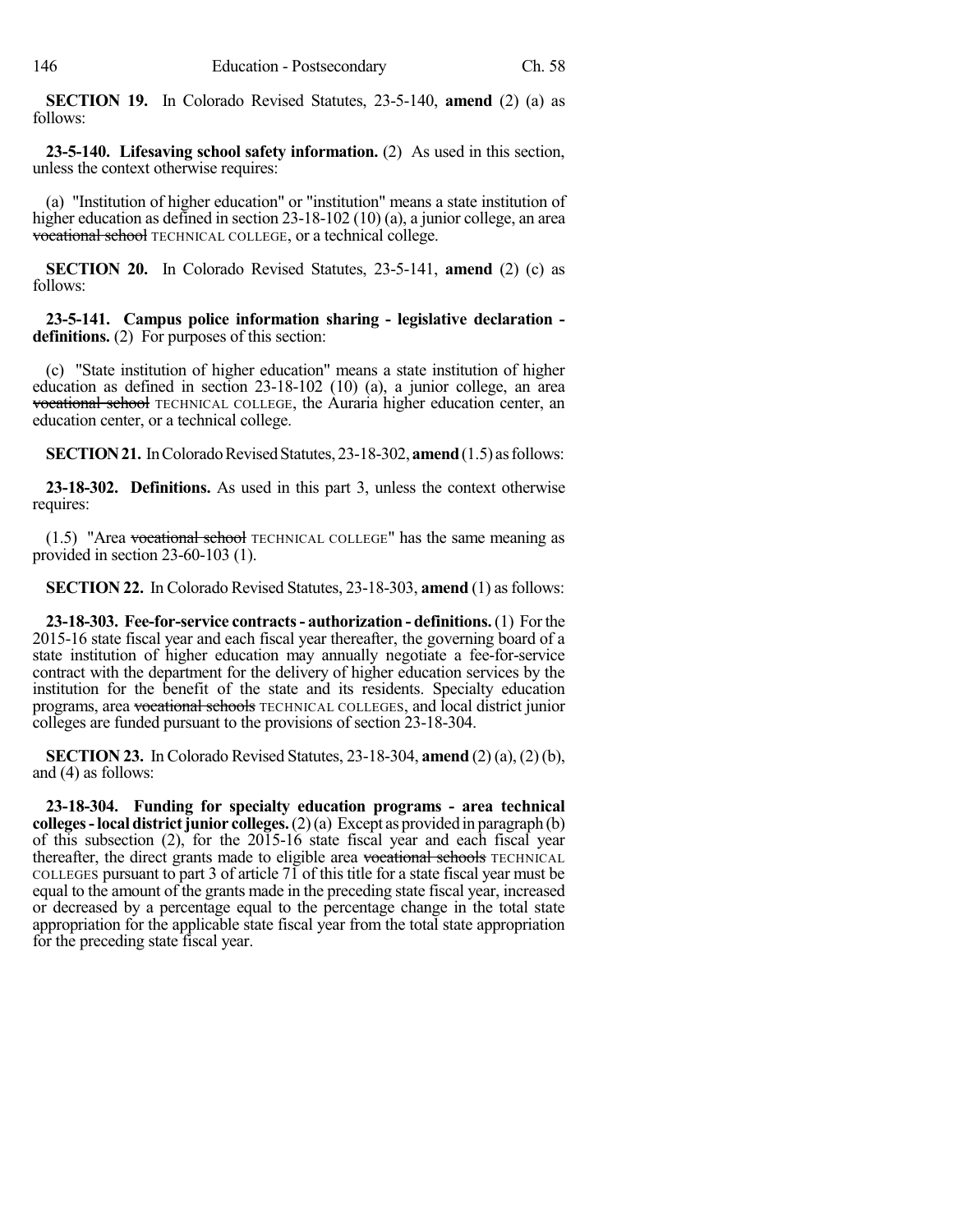**SECTION 19.** In Colorado Revised Statutes, 23-5-140, **amend** (2) (a) as follows:

**23-5-140. Lifesaving school safety information.** (2) As used in this section, unless the context otherwise requires:

(a) "Institution of higher education" or "institution" means a state institution of higher education as defined in section 23-18-102 (10) (a), a junior college, an area ~~vocational school~~ TECHNICAL COLLEGE, or a technical college.

**SECTION 20.** In Colorado Revised Statutes, 23-5-141, **amend** (2) (c) as follows:

**23-5-141. Campus police information sharing - legislative declaration - definitions.** (2) For purposes of this section:

(c) "State institution of higher education" means a state institution of higher education as defined in section 23-18-102 (10) (a), a junior college, an area ~~vocational school~~ TECHNICAL COLLEGE, the Auraria higher education center, an education center, or a technical college.

**SECTION 21.** In Colorado Revised Statutes, 23-18-302, **amend** (1.5) as follows:

**23-18-302. Definitions.** As used in this part 3, unless the context otherwise requires:

(1.5) "Area ~~vocational school~~ TECHNICAL COLLEGE" has the same meaning as provided in section 23-60-103 (1).

**SECTION 22.** In Colorado Revised Statutes, 23-18-303, **amend** (1) as follows:

**23-18-303. Fee-for-service contracts - authorization - definitions.** (1) For the 2015-16 state fiscal year and each fiscal year thereafter, the governing board of a state institution of higher education may annually negotiate a fee-for-service contract with the department for the delivery of higher education services by the institution for the benefit of the state and its residents. Specialty education programs, area ~~vocational schools~~ TECHNICAL COLLEGES, and local district junior colleges are funded pursuant to the provisions of section 23-18-304.

**SECTION 23.** In Colorado Revised Statutes, 23-18-304, **amend** (2) (a), (2) (b), and (4) as follows:

**23-18-304. Funding for specialty education programs - area technical colleges - local district junior colleges.** (2) (a) Except as provided in paragraph (b) of this subsection (2), for the 2015-16 state fiscal year and each fiscal year thereafter, the direct grants made to eligible area ~~vocational schools~~ TECHNICAL COLLEGES pursuant to part 3 of article 71 of this title for a state fiscal year must be equal to the amount of the grants made in the preceding state fiscal year, increased or decreased by a percentage equal to the percentage change in the total state appropriation for the applicable state fiscal year from the total state appropriation for the preceding state fiscal year.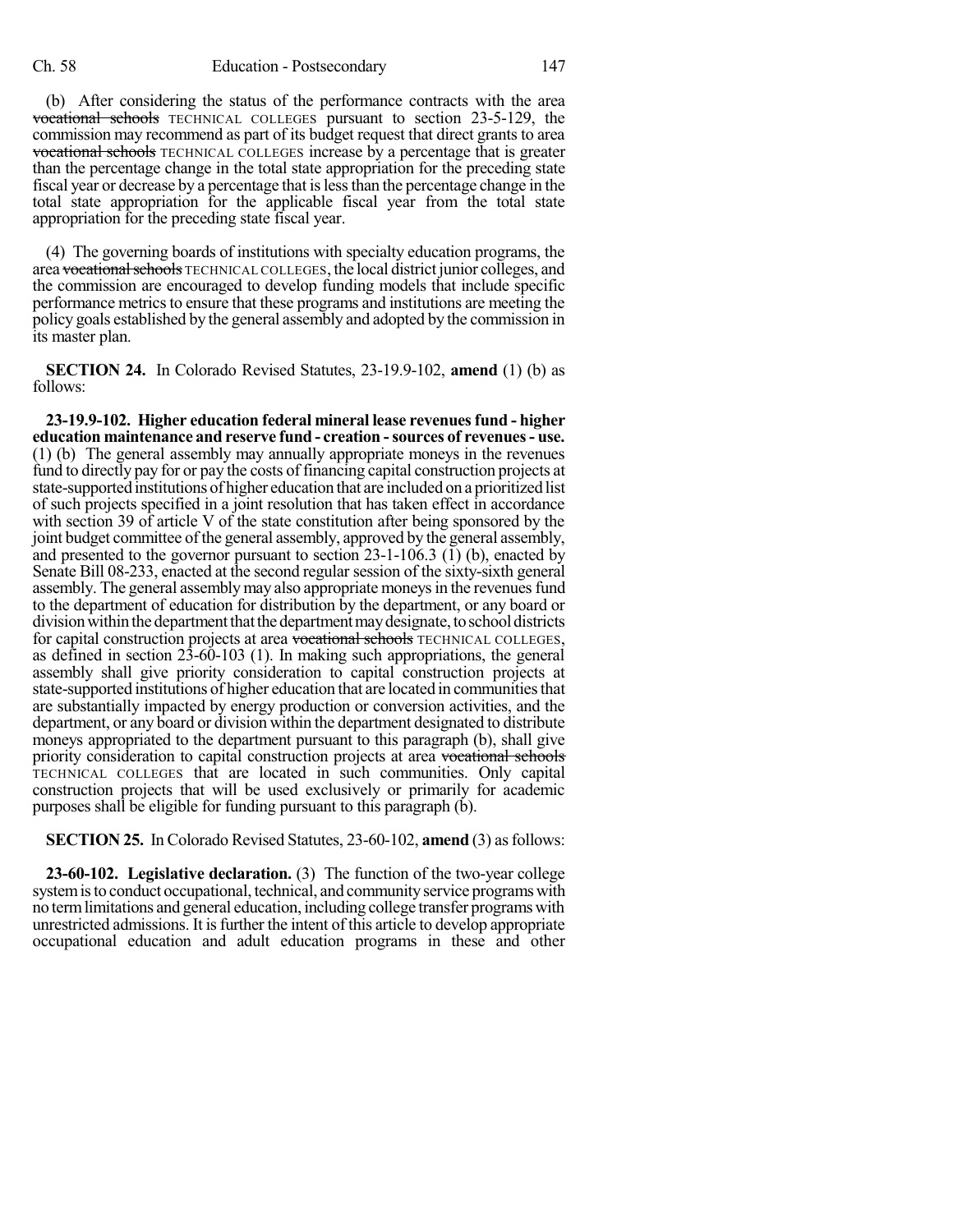(b) After considering the status of the performance contracts with the area ~~vocational schools~~ TECHNICAL COLLEGES pursuant to section 23-5-129, the commission may recommend as part of its budget request that direct grants to area ~~vocational schools~~ TECHNICAL COLLEGES increase by a percentage that is greater than the percentage change in the total state appropriation for the preceding state fiscal year or decrease by a percentage that is less than the percentage change in the total state appropriation for the applicable fiscal year from the total state appropriation for the preceding state fiscal year.

(4) The governing boards of institutions with specialty education programs, the area ~~vocational schools~~ TECHNICAL COLLEGES, the local district junior colleges, and the commission are encouraged to develop funding models that include specific performance metrics to ensure that these programs and institutions are meeting the policy goals established by the general assembly and adopted by the commission in its master plan.

**SECTION 24.** In Colorado Revised Statutes, 23-19.9-102, **amend** (1) (b) as follows:

**23-19.9-102. Higher education federal mineral lease revenues fund - higher education maintenance and reserve fund - creation - sources of revenues - use.** (1) (b) The general assembly may annually appropriate moneys in the revenues fund to directly pay for or pay the costs of financing capital construction projects at state-supported institutions of higher education that are included on a prioritized list of such projects specified in a joint resolution that has taken effect in accordance with section 39 of article V of the state constitution after being sponsored by the joint budget committee of the general assembly, approved by the general assembly, and presented to the governor pursuant to section 23-1-106.3 (1) (b), enacted by Senate Bill 08-233, enacted at the second regular session of the sixty-sixth general assembly. The general assembly may also appropriate moneys in the revenues fund to the department of education for distribution by the department, or any board or division within the department that the department may designate, to school districts for capital construction projects at area ~~vocational schools~~ TECHNICAL COLLEGES, as defined in section 23-60-103 (1). In making such appropriations, the general assembly shall give priority consideration to capital construction projects at state-supported institutions of higher education that are located in communities that are substantially impacted by energy production or conversion activities, and the department, or any board or division within the department designated to distribute moneys appropriated to the department pursuant to this paragraph (b), shall give priority consideration to capital construction projects at area ~~vocational schools~~ TECHNICAL COLLEGES that are located in such communities. Only capital construction projects that will be used exclusively or primarily for academic purposes shall be eligible for funding pursuant to this paragraph (b).

**SECTION 25.** In Colorado Revised Statutes, 23-60-102, **amend** (3) as follows:

**23-60-102. Legislative declaration.** (3) The function of the two-year college system is to conduct occupational, technical, and community service programs with no term limitations and general education, including college transfer programs with unrestricted admissions. It is further the intent of this article to develop appropriate occupational education and adult education programs in these and other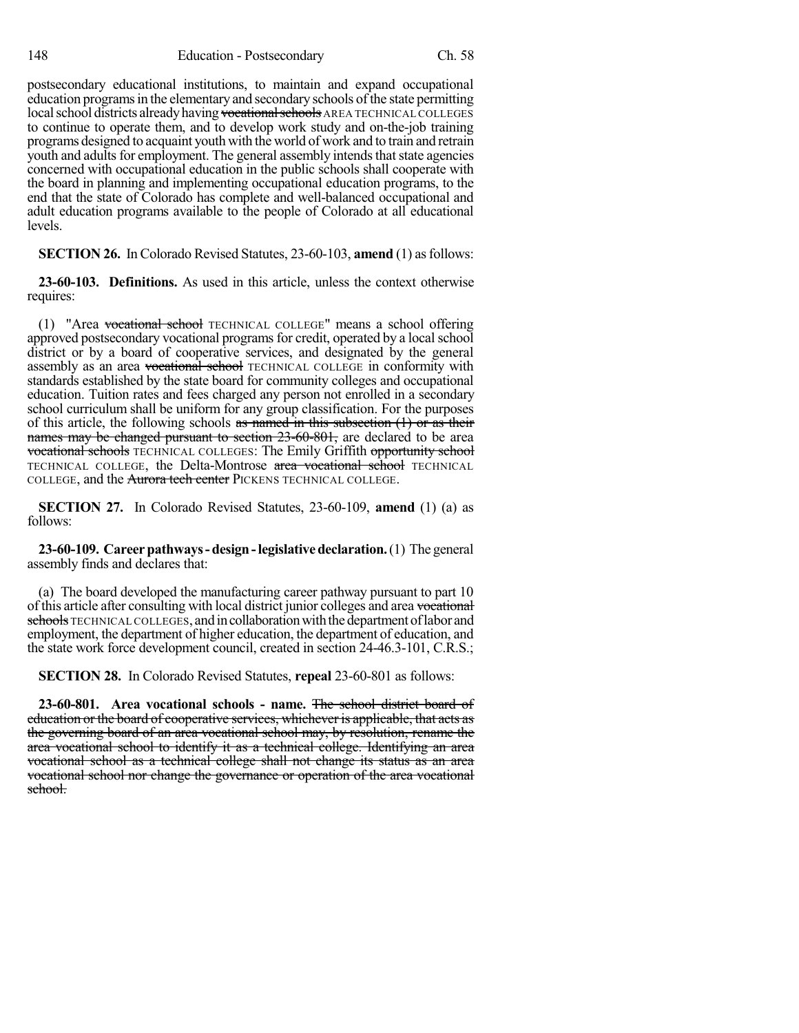postsecondary educational institutions, to maintain and expand occupational education programs in the elementary and secondary schools of the state permitting local school districts already having ~~vocational schools~~ AREA TECHNICAL COLLEGES to continue to operate them, and to develop work study and on-the-job training programs designed to acquaint youth with the world of work and to train and retrain youth and adults for employment. The general assembly intends that state agencies concerned with occupational education in the public schools shall cooperate with the board in planning and implementing occupational education programs, to the end that the state of Colorado has complete and well-balanced occupational and adult education programs available to the people of Colorado at all educational levels.

**SECTION 26.** In Colorado Revised Statutes, 23-60-103, **amend** (1) as follows:

**23-60-103. Definitions.** As used in this article, unless the context otherwise requires:

(1) "Area ~~vocational school~~ TECHNICAL COLLEGE" means a school offering approved postsecondary vocational programs for credit, operated by a local school district or by a board of cooperative services, and designated by the general assembly as an area ~~vocational school~~ TECHNICAL COLLEGE in conformity with standards established by the state board for community colleges and occupational education. Tuition rates and fees charged any person not enrolled in a secondary school curriculum shall be uniform for any group classification. For the purposes of this article, the following schools ~~as named in this subsection (1) or as their names may be changed pursuant to section 23-60-801,~~ are declared to be area ~~vocational schools~~ TECHNICAL COLLEGES: The Emily Griffith ~~opportunity school~~ TECHNICAL COLLEGE, the Delta-Montrose ~~area vocational school~~ TECHNICAL COLLEGE, and the ~~Aurora tech center~~ PICKENS TECHNICAL COLLEGE.

**SECTION 27.** In Colorado Revised Statutes, 23-60-109, **amend** (1) (a) as follows:

**23-60-109. Career pathways - design - legislative declaration.** (1) The general assembly finds and declares that:

(a) The board developed the manufacturing career pathway pursuant to part 10 of this article after consulting with local district junior colleges and area ~~vocational schools~~ TECHNICAL COLLEGES, and in collaboration with the department of labor and employment, the department of higher education, the department of education, and the state work force development council, created in section 24-46.3-101, C.R.S.;

**SECTION 28.** In Colorado Revised Statutes, **repeal** 23-60-801 as follows:

**23-60-801. Area vocational schools - name.** ~~The school district board of education or the board of cooperative services, whichever is applicable, that acts as the governing board of an area vocational school may, by resolution, rename the area vocational school to identify it as a technical college. Identifying an area vocational school as a technical college shall not change its status as an area vocational school nor change the governance or operation of the area vocational school.~~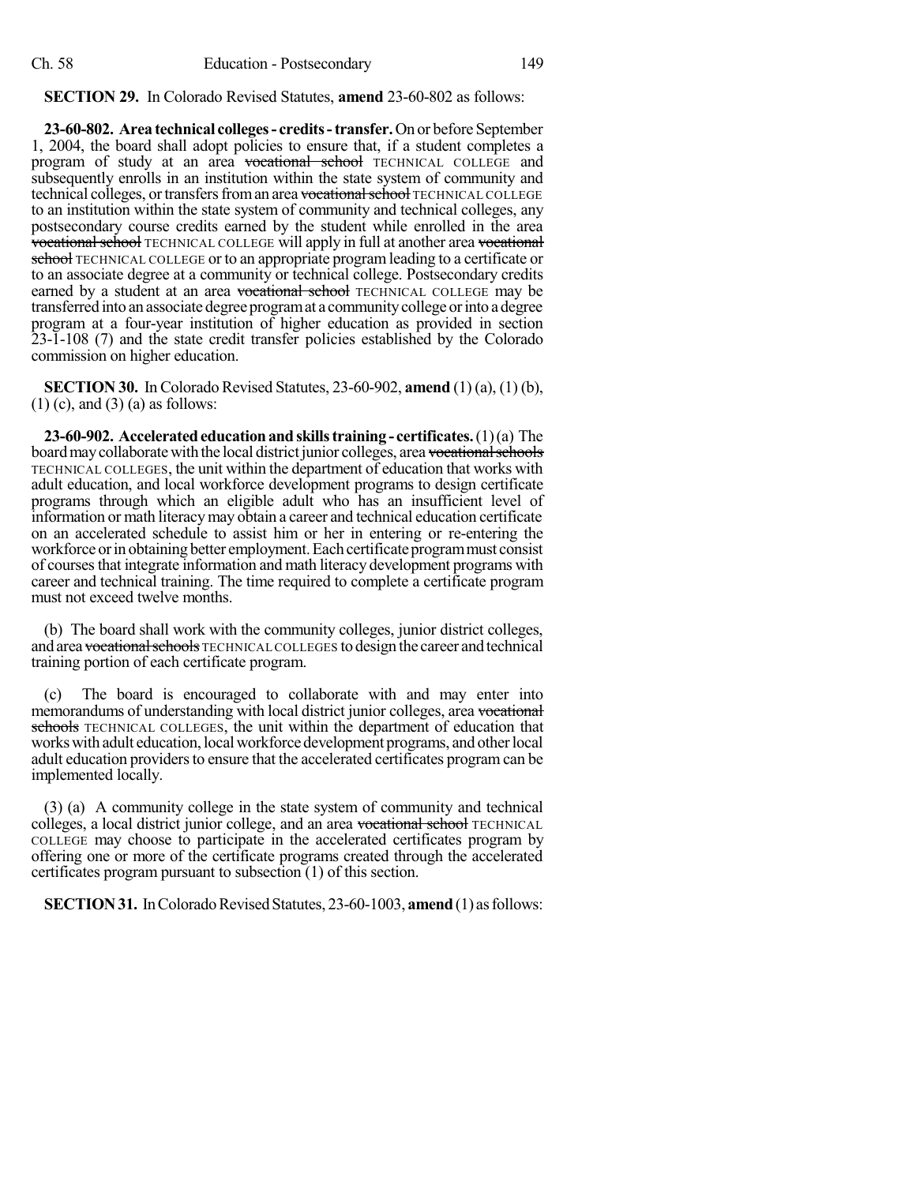**SECTION 29.** In Colorado Revised Statutes, **amend** 23-60-802 as follows:

**23-60-802. Area technical colleges - credits - transfer.** On or before September 1, 2004, the board shall adopt policies to ensure that, if a student completes a program of study at an area ~~vocational school~~ TECHNICAL COLLEGE and subsequently enrolls in an institution within the state system of community and technical colleges, or transfers from an area ~~vocational school~~ TECHNICAL COLLEGE to an institution within the state system of community and technical colleges, any postsecondary course credits earned by the student while enrolled in the area ~~vocational school~~ TECHNICAL COLLEGE will apply in full at another area ~~vocational school~~ TECHNICAL COLLEGE or to an appropriate program leading to a certificate or to an associate degree at a community or technical college. Postsecondary credits earned by a student at an area ~~vocational school~~ TECHNICAL COLLEGE may be transferred into an associate degree program at a community college or into a degree program at a four-year institution of higher education as provided in section 23-1-108 (7) and the state credit transfer policies established by the Colorado commission on higher education.

**SECTION 30.** In Colorado Revised Statutes, 23-60-902, **amend** (1) (a), (1) (b), (1) (c), and (3) (a) as follows:

**23-60-902. Accelerated education and skills training - certificates.** (1) (a) The board may collaborate with the local district junior colleges, area ~~vocational schools~~ TECHNICAL COLLEGES, the unit within the department of education that works with adult education, and local workforce development programs to design certificate programs through which an eligible adult who has an insufficient level of information or math literacy may obtain a career and technical education certificate on an accelerated schedule to assist him or her in entering or re-entering the workforce or in obtaining better employment. Each certificate program must consist of courses that integrate information and math literacy development programs with career and technical training. The time required to complete a certificate program must not exceed twelve months.

(b) The board shall work with the community colleges, junior district colleges, and area ~~vocational schools~~ TECHNICAL COLLEGES to design the career and technical training portion of each certificate program.

(c) The board is encouraged to collaborate with and may enter into memorandums of understanding with local district junior colleges, area ~~vocational schools~~ TECHNICAL COLLEGES, the unit within the department of education that works with adult education, local workforce development programs, and other local adult education providers to ensure that the accelerated certificates program can be implemented locally.

(3) (a) A community college in the state system of community and technical colleges, a local district junior college, and an area ~~vocational school~~ TECHNICAL COLLEGE may choose to participate in the accelerated certificates program by offering one or more of the certificate programs created through the accelerated certificates program pursuant to subsection (1) of this section.

**SECTION 31.** In Colorado Revised Statutes, 23-60-1003, **amend** (1) as follows: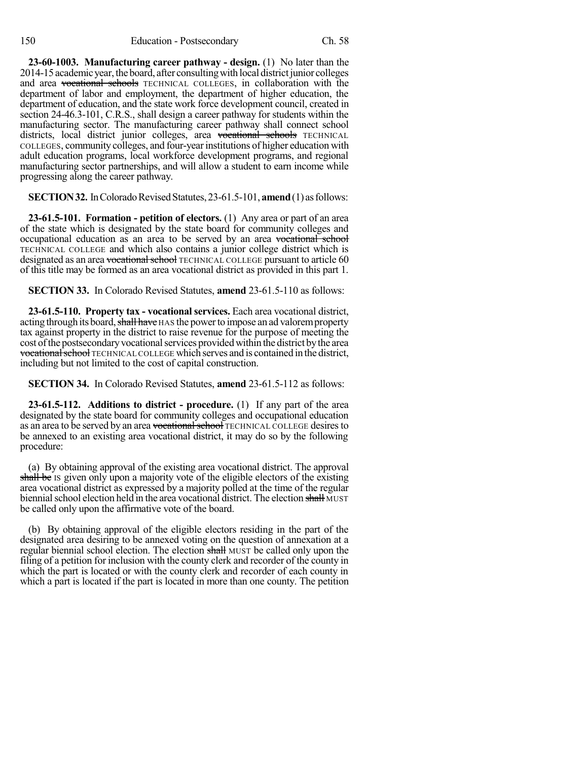**23-60-1003. Manufacturing career pathway - design.** (1) No later than the 2014-15 academic year, the board, after consulting with local district junior colleges and area ~~vocational schools~~ TECHNICAL COLLEGES, in collaboration with the department of labor and employment, the department of higher education, the department of education, and the state work force development council, created in section 24-46.3-101, C.R.S., shall design a career pathway for students within the manufacturing sector. The manufacturing career pathway shall connect school districts, local district junior colleges, area ~~vocational schools~~ TECHNICAL COLLEGES, community colleges, and four-year institutions of higher education with adult education programs, local workforce development programs, and regional manufacturing sector partnerships, and will allow a student to earn income while progressing along the career pathway.

**SECTION 32.** In Colorado Revised Statutes, 23-61.5-101, **amend** (1) as follows:

**23-61.5-101. Formation - petition of electors.** (1) Any area or part of an area of the state which is designated by the state board for community colleges and occupational education as an area to be served by an area ~~vocational school~~ TECHNICAL COLLEGE and which also contains a junior college district which is designated as an area ~~vocational school~~ TECHNICAL COLLEGE pursuant to article 60 of this title may be formed as an area vocational district as provided in this part 1.

**SECTION 33.** In Colorado Revised Statutes, **amend** 23-61.5-110 as follows:

**23-61.5-110. Property tax - vocational services.** Each area vocational district, acting through its board, ~~shall have~~ HAS the power to impose an ad valorem property tax against property in the district to raise revenue for the purpose of meeting the cost of the postsecondary vocational services provided within the district by the area ~~vocational school~~ TECHNICAL COLLEGE which serves and is contained in the district, including but not limited to the cost of capital construction.

**SECTION 34.** In Colorado Revised Statutes, **amend** 23-61.5-112 as follows:

**23-61.5-112. Additions to district - procedure.** (1) If any part of the area designated by the state board for community colleges and occupational education as an area to be served by an area ~~vocational school~~ TECHNICAL COLLEGE desires to be annexed to an existing area vocational district, it may do so by the following procedure:

(a) By obtaining approval of the existing area vocational district. The approval ~~shall be~~ IS given only upon a majority vote of the eligible electors of the existing area vocational district as expressed by a majority polled at the time of the regular biennial school election held in the area vocational district. The election ~~shall~~ MUST be called only upon the affirmative vote of the board.

(b) By obtaining approval of the eligible electors residing in the part of the designated area desiring to be annexed voting on the question of annexation at a regular biennial school election. The election ~~shall~~ MUST be called only upon the filing of a petition for inclusion with the county clerk and recorder of the county in which the part is located or with the county clerk and recorder of each county in which a part is located if the part is located in more than one county. The petition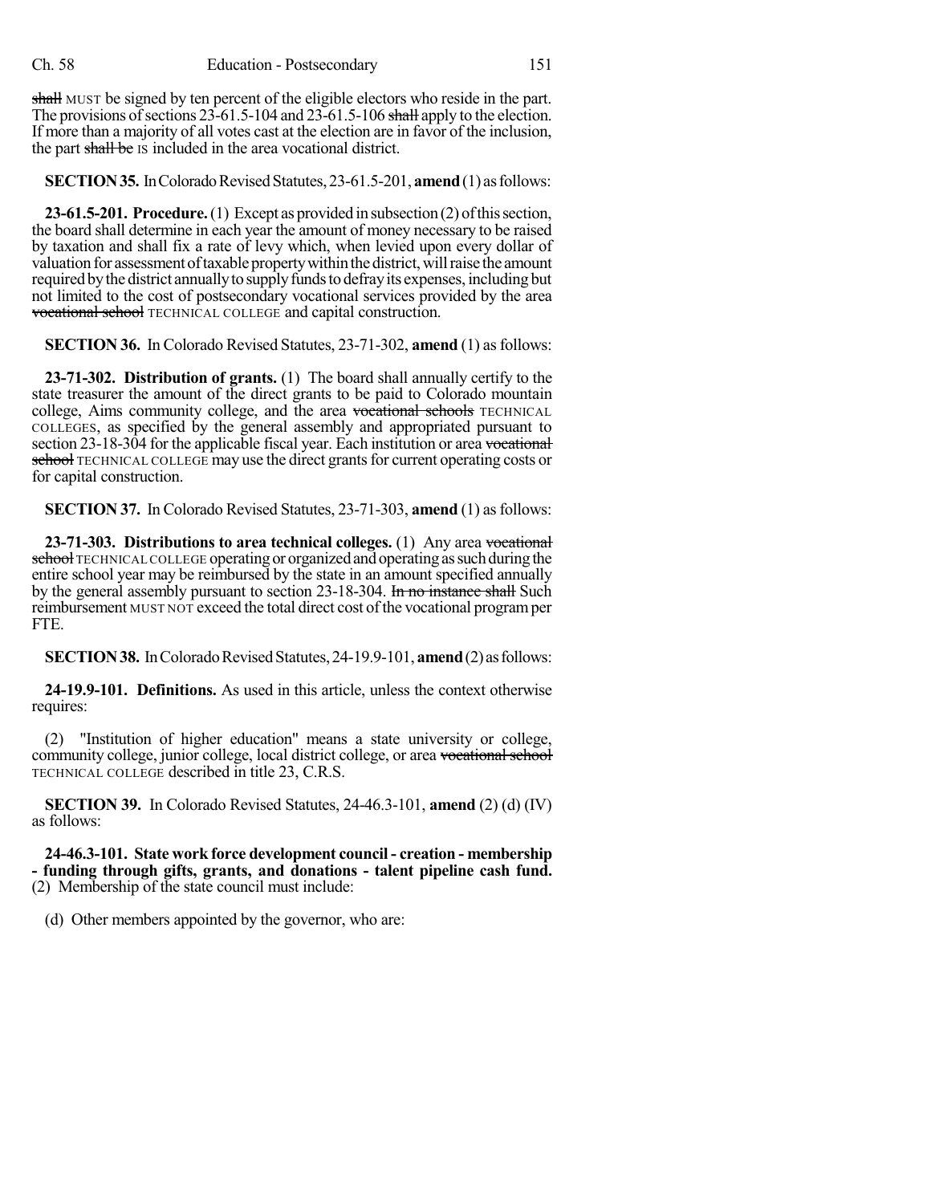~~shall~~ MUST be signed by ten percent of the eligible electors who reside in the part. The provisions of sections 23-61.5-104 and 23-61.5-106 ~~shall~~ apply to the election. If more than a majority of all votes cast at the election are in favor of the inclusion, the part ~~shall be~~ IS included in the area vocational district.

**SECTION 35.** In Colorado Revised Statutes, 23-61.5-201, **amend** (1) as follows:

**23-61.5-201. Procedure.** (1) Except as provided in subsection (2) of this section, the board shall determine in each year the amount of money necessary to be raised by taxation and shall fix a rate of levy which, when levied upon every dollar of valuation for assessment of taxable property within the district, will raise the amount required by the district annually to supply funds to defray its expenses, including but not limited to the cost of postsecondary vocational services provided by the area ~~vocational school~~ TECHNICAL COLLEGE and capital construction.

**SECTION 36.** In Colorado Revised Statutes, 23-71-302, **amend** (1) as follows:

**23-71-302. Distribution of grants.** (1) The board shall annually certify to the state treasurer the amount of the direct grants to be paid to Colorado mountain college, Aims community college, and the area ~~vocational schools~~ TECHNICAL COLLEGES, as specified by the general assembly and appropriated pursuant to section 23-18-304 for the applicable fiscal year. Each institution or area ~~vocational school~~ TECHNICAL COLLEGE may use the direct grants for current operating costs or for capital construction.

**SECTION 37.** In Colorado Revised Statutes, 23-71-303, **amend** (1) as follows:

**23-71-303. Distributions to area technical colleges.** (1) Any area ~~vocational school~~ TECHNICAL COLLEGE operating or organized and operating as such during the entire school year may be reimbursed by the state in an amount specified annually by the general assembly pursuant to section 23-18-304. ~~In no instance shall~~ Such reimbursement MUST NOT exceed the total direct cost of the vocational program per FTE.

**SECTION 38.** In Colorado Revised Statutes, 24-19.9-101, **amend** (2) as follows:

**24-19.9-101. Definitions.** As used in this article, unless the context otherwise requires:

(2) "Institution of higher education" means a state university or college, community college, junior college, local district college, or area ~~vocational school~~ TECHNICAL COLLEGE described in title 23, C.R.S.

**SECTION 39.** In Colorado Revised Statutes, 24-46.3-101, **amend** (2) (d) (IV) as follows:

**24-46.3-101. State work force development council - creation - membership - funding through gifts, grants, and donations - talent pipeline cash fund.** (2) Membership of the state council must include:

(d) Other members appointed by the governor, who are: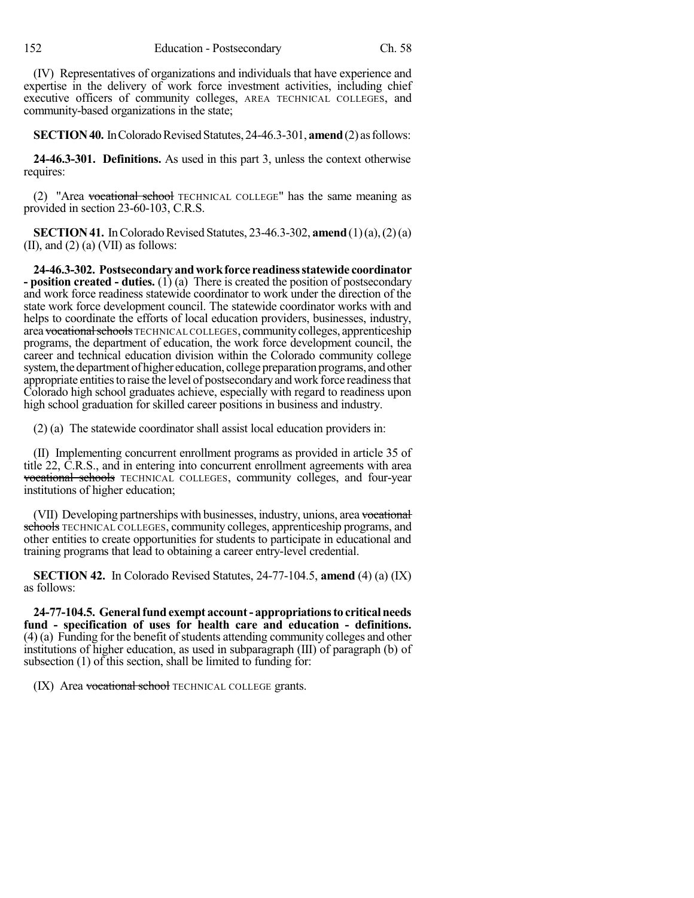(IV) Representatives of organizations and individuals that have experience and expertise in the delivery of work force investment activities, including chief executive officers of community colleges, AREA TECHNICAL COLLEGES, and community-based organizations in the state;

**SECTION 40.** In Colorado Revised Statutes, 24-46.3-301, **amend** (2) as follows:

**24-46.3-301. Definitions.** As used in this part 3, unless the context otherwise requires:

(2) "Area ~~vocational school~~ TECHNICAL COLLEGE" has the same meaning as provided in section 23-60-103, C.R.S.

**SECTION 41.** In Colorado Revised Statutes, 23-46.3-302, **amend** (1) (a), (2) (a) (II), and (2) (a) (VII) as follows:

**24-46.3-302. Postsecondary and work force readiness statewide coordinator - position created - duties.** (1) (a) There is created the position of postsecondary and work force readiness statewide coordinator to work under the direction of the state work force development council. The statewide coordinator works with and helps to coordinate the efforts of local education providers, businesses, industry, area ~~vocational schools~~ TECHNICAL COLLEGES, community colleges, apprenticeship programs, the department of education, the work force development council, the career and technical education division within the Colorado community college system, the department of higher education, college preparation programs, and other appropriate entities to raise the level of postsecondary and work force readiness that Colorado high school graduates achieve, especially with regard to readiness upon high school graduation for skilled career positions in business and industry.

(2) (a) The statewide coordinator shall assist local education providers in:

(II) Implementing concurrent enrollment programs as provided in article 35 of title 22, C.R.S., and in entering into concurrent enrollment agreements with area ~~vocational schools~~ TECHNICAL COLLEGES, community colleges, and four-year institutions of higher education;

(VII) Developing partnerships with businesses, industry, unions, area ~~vocational schools~~ TECHNICAL COLLEGES, community colleges, apprenticeship programs, and other entities to create opportunities for students to participate in educational and training programs that lead to obtaining a career entry-level credential.

**SECTION 42.** In Colorado Revised Statutes, 24-77-104.5, **amend** (4) (a) (IX) as follows:

**24-77-104.5. General fund exempt account - appropriations to critical needs fund - specification of uses for health care and education - definitions.** (4) (a) Funding for the benefit of students attending community colleges and other institutions of higher education, as used in subparagraph (III) of paragraph (b) of subsection (1) of this section, shall be limited to funding for:

(IX) Area ~~vocational school~~ TECHNICAL COLLEGE grants.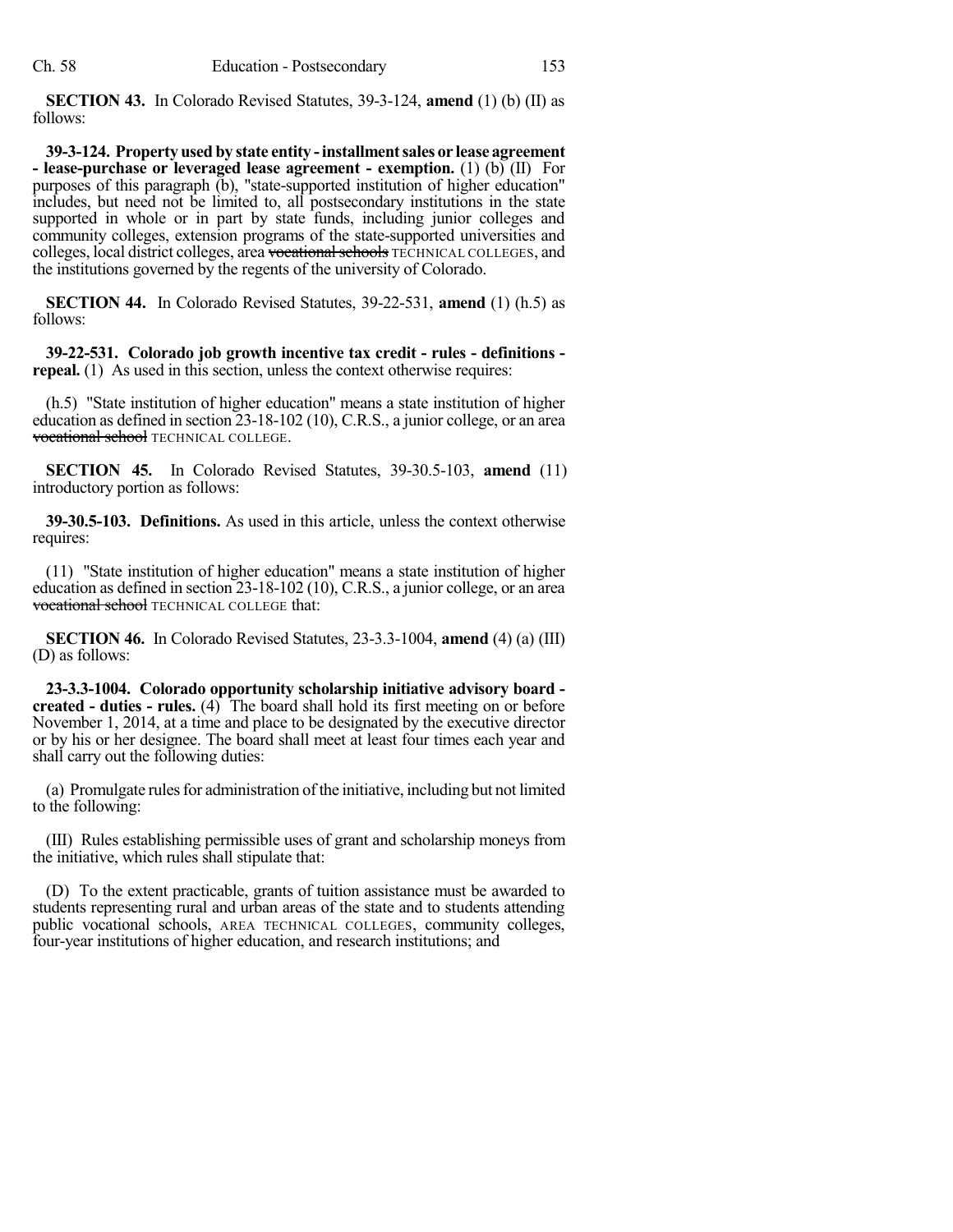**SECTION 43.** In Colorado Revised Statutes, 39-3-124, **amend** (1) (b) (II) as follows:

**39-3-124. Property used by state entity - installment sales or lease agreement - lease-purchase or leveraged lease agreement - exemption.** (1) (b) (II) For purposes of this paragraph (b), "state-supported institution of higher education" includes, but need not be limited to, all postsecondary institutions in the state supported in whole or in part by state funds, including junior colleges and community colleges, extension programs of the state-supported universities and colleges, local district colleges, area ~~vocational schools~~ TECHNICAL COLLEGES, and the institutions governed by the regents of the university of Colorado.

**SECTION 44.** In Colorado Revised Statutes, 39-22-531, **amend** (1) (h.5) as follows:

**39-22-531. Colorado job growth incentive tax credit - rules - definitions - repeal.** (1) As used in this section, unless the context otherwise requires:

(h.5) "State institution of higher education" means a state institution of higher education as defined in section 23-18-102 (10), C.R.S., a junior college, or an area ~~vocational school~~ TECHNICAL COLLEGE.

**SECTION 45.** In Colorado Revised Statutes, 39-30.5-103, **amend** (11) introductory portion as follows:

**39-30.5-103. Definitions.** As used in this article, unless the context otherwise requires:

(11) "State institution of higher education" means a state institution of higher education as defined in section 23-18-102 (10), C.R.S., a junior college, or an area ~~vocational school~~ TECHNICAL COLLEGE that:

**SECTION 46.** In Colorado Revised Statutes, 23-3.3-1004, **amend** (4) (a) (III) (D) as follows:

**23-3.3-1004. Colorado opportunity scholarship initiative advisory board - created - duties - rules.** (4) The board shall hold its first meeting on or before November 1, 2014, at a time and place to be designated by the executive director or by his or her designee. The board shall meet at least four times each year and shall carry out the following duties:

(a) Promulgate rules for administration of the initiative, including but not limited to the following:

(III) Rules establishing permissible uses of grant and scholarship moneys from the initiative, which rules shall stipulate that:

(D) To the extent practicable, grants of tuition assistance must be awarded to students representing rural and urban areas of the state and to students attending public vocational schools, AREA TECHNICAL COLLEGES, community colleges, four-year institutions of higher education, and research institutions; and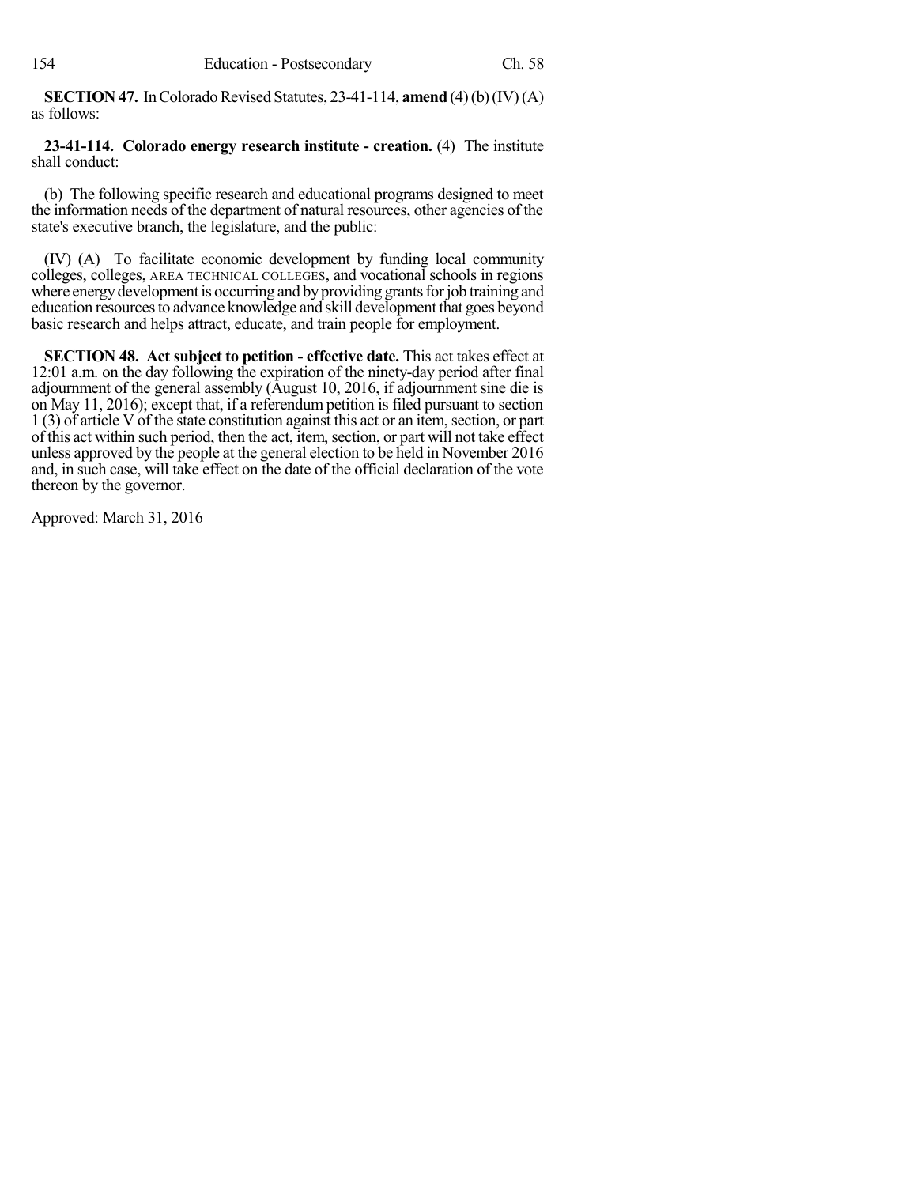**SECTION 47.** In Colorado Revised Statutes, 23-41-114, **amend** (4) (b) (IV) (A) as follows:

**23-41-114. Colorado energy research institute - creation.** (4) The institute shall conduct:

(b) The following specific research and educational programs designed to meet the information needs of the department of natural resources, other agencies of the state's executive branch, the legislature, and the public:

(IV) (A) To facilitate economic development by funding local community colleges, colleges, AREA TECHNICAL COLLEGES, and vocational schools in regions where energy development is occurring and by providing grants for job training and education resources to advance knowledge and skill development that goes beyond basic research and helps attract, educate, and train people for employment.

**SECTION 48. Act subject to petition - effective date.** This act takes effect at 12:01 a.m. on the day following the expiration of the ninety-day period after final adjournment of the general assembly (August 10, 2016, if adjournment sine die is on May 11, 2016); except that, if a referendum petition is filed pursuant to section 1 (3) of article V of the state constitution against this act or an item, section, or part of this act within such period, then the act, item, section, or part will not take effect unless approved by the people at the general election to be held in November 2016 and, in such case, will take effect on the date of the official declaration of the vote thereon by the governor.

Approved: March 31, 2016